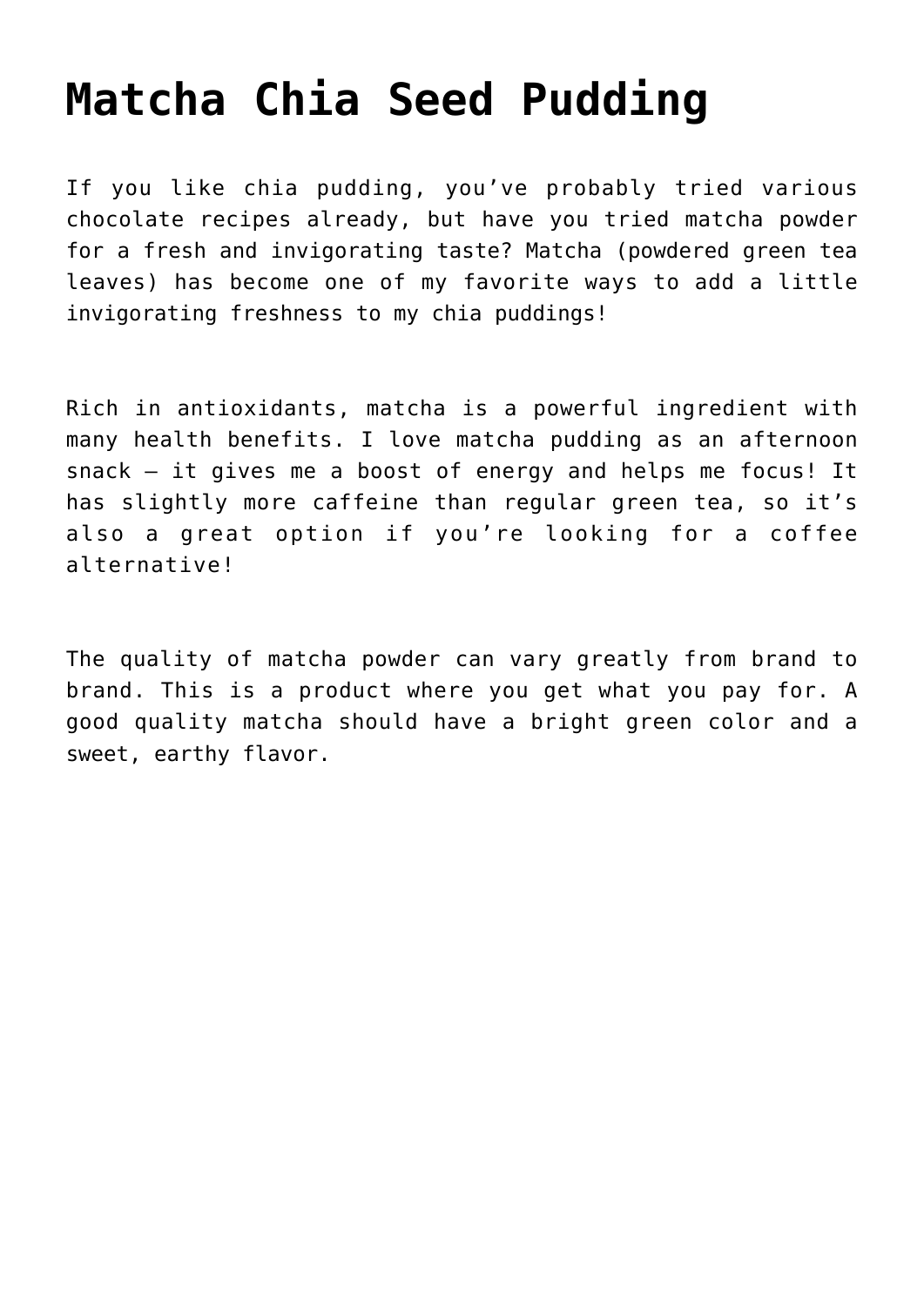# Matcha Chia Seed Pudding

If you like chia pudding, you've probably tried various chocolate recipes already, but have you tried matcha powder for a fresh and invigorating taste? Matcha (powdered green tea leaves) has become one of my favorite ways to add a little invigorating freshness to my chia puddings!

Rich in antioxidants, matcha is a powerful ingredient with many health benefits. I love matcha pudding as an afternoon snack – it gives me a boost of energy and helps me focus! It has slightly more caffeine than regular green tea, so it's also a great option if you're looking for a coffee alternative!

The quality of matcha powder can vary greatly from brand to brand. This is a product where you get what you pay for. A good quality matcha should have a bright green color and a sweet, earthy flavor.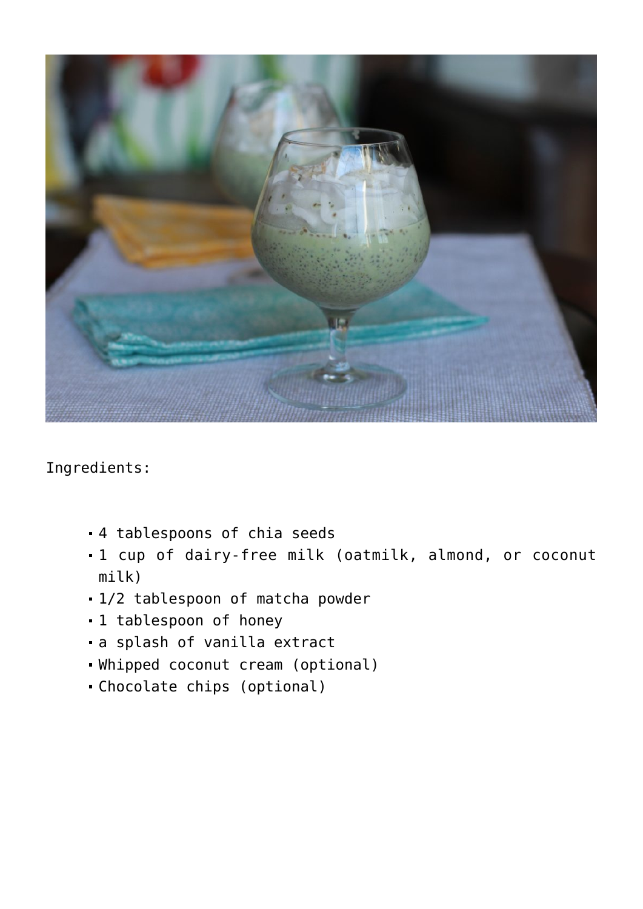Ingredients:

- 4 tablespoons of chia seeds
- 1 cup of dairy-free milk (oatmilk, almond, or coconut milk)
- 1/2 tablespoon of matcha powder
- 1 tablespoon of honey
- a splash of vanilla extract
- Whipped coconut cream (optional)
- Chocolate chips (optional)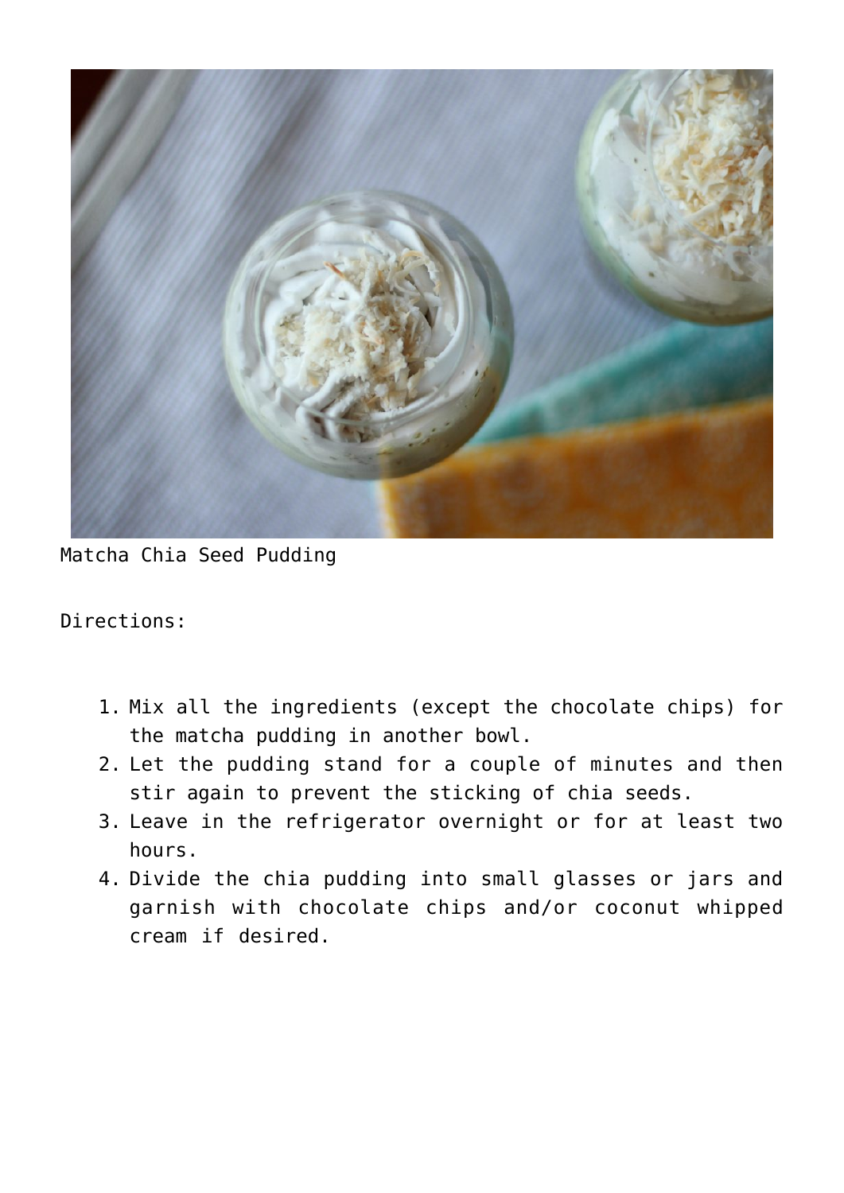Matcha Chia Seed Pudding

Directions:

1. Mix all the ingredients (except the chocolate chips) for the matcha pudding in another bowl.
2. Let the pudding stand for a couple of minutes and then stir again to prevent the sticking of chia seeds.
3. Leave in the refrigerator overnight or for at least two hours.
4. Divide the chia pudding into small glasses or jars and garnish with chocolate chips and/or coconut whipped cream if desired.